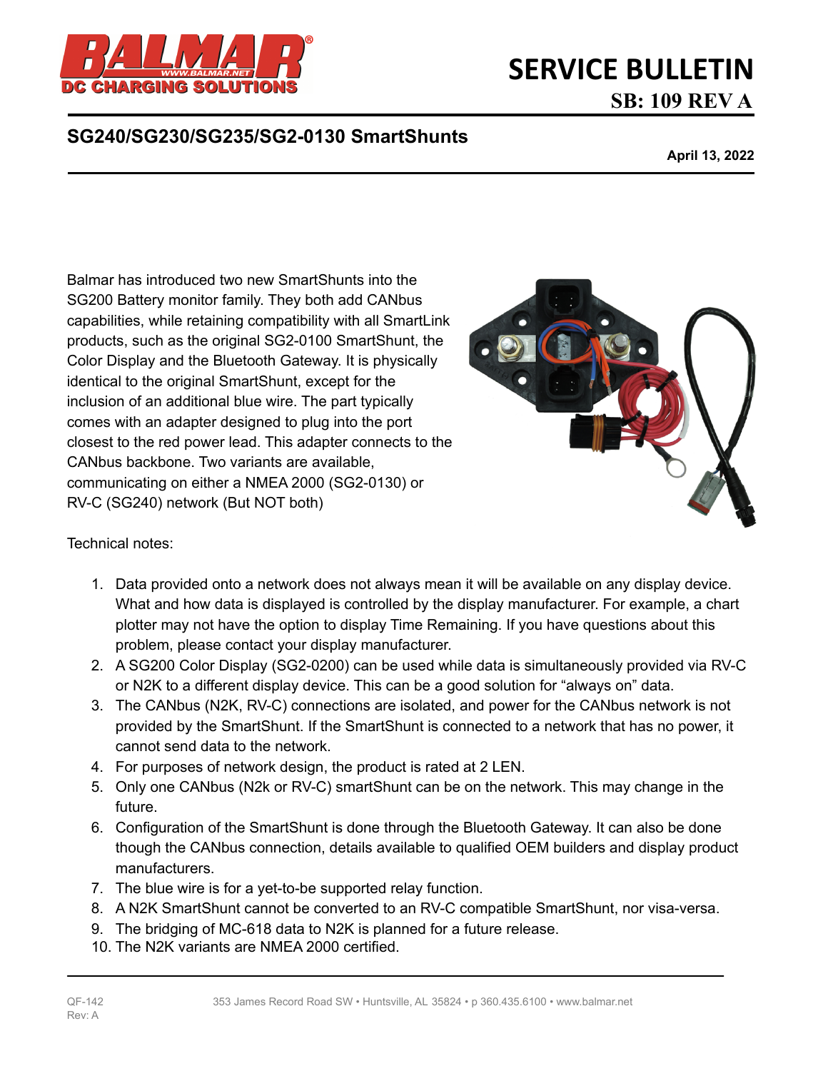# SERVICE BULLETIN

## SB: 109 REV A

## SG240/SG230/SG235/SG2-0130 SmartShunts

**April 13, 2022**

Balmar has introduced two new SmartShunts into the SG200 Battery monitor family. They both add CANbus capabilities, while retaining compatibility with all SmartLink products, such as the original SG2-0100 SmartShunt, the Color Display and the Bluetooth Gateway. It is physically identical to the original SmartShunt, except for the inclusion of an additional blue wire. The part typically comes with an adapter designed to plug into the port closest to the red power lead. This adapter connects to the CANbus backbone. Two variants are available, communicating on either a NMEA 2000 (SG2-0130) or RV-C (SG240) network (But NOT both)

Technical notes:

1. Data provided onto a network does not always mean it will be available on any display device. What and how data is displayed is controlled by the display manufacturer. For example, a chart plotter may not have the option to display Time Remaining. If you have questions about this problem, please contact your display manufacturer.
2. A SG200 Color Display (SG2-0200) can be used while data is simultaneously provided via RV-C or N2K to a different display device. This can be a good solution for "always on" data.
3. The CANbus (N2K, RV-C) connections are isolated, and power for the CANbus network is not provided by the SmartShunt. If the SmartShunt is connected to a network that has no power, it cannot send data to the network.
4. For purposes of network design, the product is rated at 2 LEN.
5. Only one CANbus (N2k or RV-C) smartShunt can be on the network. This may change in the future.
6. Configuration of the SmartShunt is done through the Bluetooth Gateway. It can also be done though the CANbus connection, details available to qualified OEM builders and display product manufacturers.
7. The blue wire is for a yet-to-be supported relay function.
8. A N2K SmartShunt cannot be converted to an RV-C compatible SmartShunt, nor visa-versa.
9. The bridging of MC-618 data to N2K is planned for a future release.
10. The N2K variants are NMEA 2000 certified.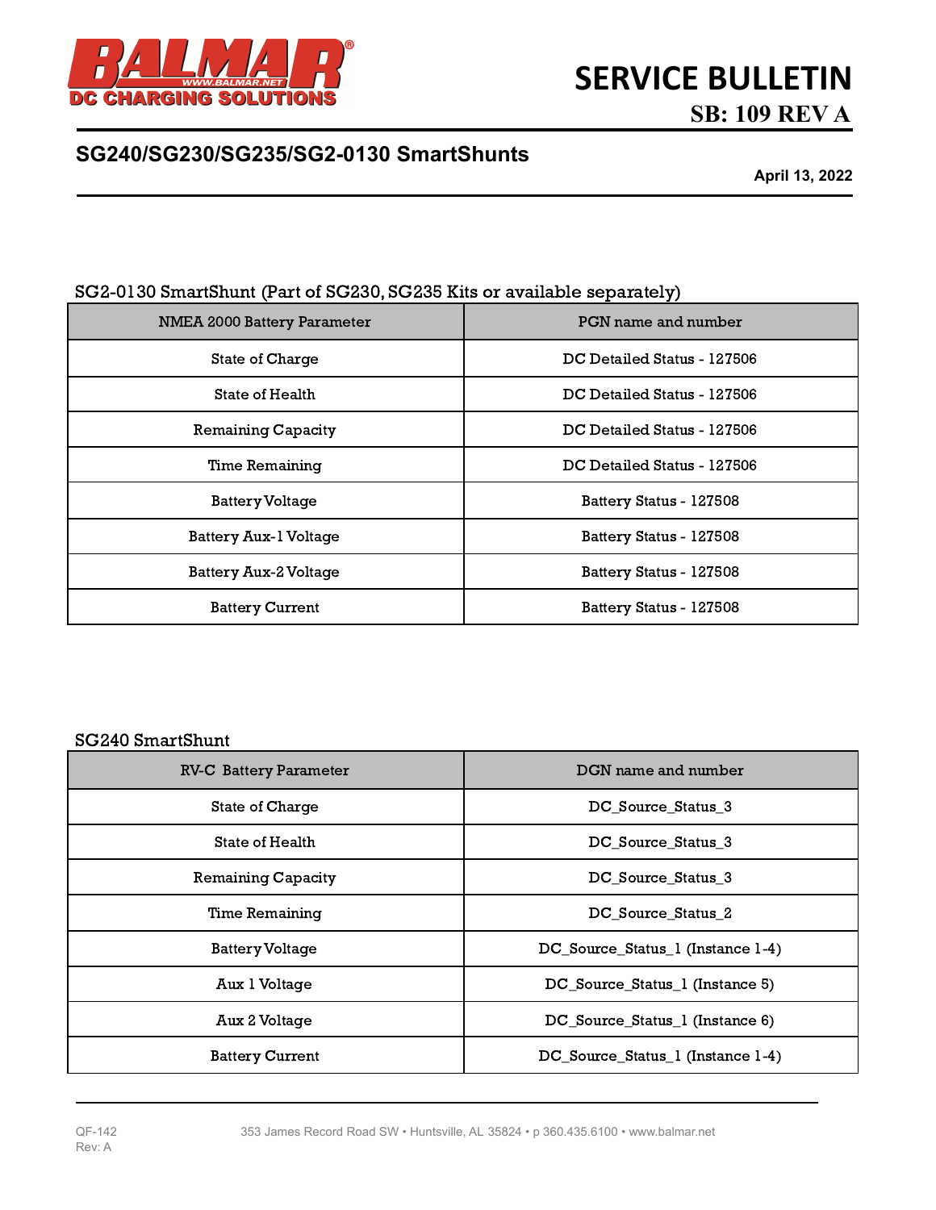# SERVICE BULLETIN

## SB: 109 REV A

## SG240/SG230/SG235/SG2-0130 SmartShunts

**April 13, 2022**

### SG2-0130 SmartShunt (Part of SG230, SG235 Kits or available separately)

| NMEA 2000 Battery Parameter | PGN name and number |
|---|---|
| State of Charge | DC Detailed Status - 127506 |
| State of Health | DC Detailed Status - 127506 |
| Remaining Capacity | DC Detailed Status - 127506 |
| Time Remaining | DC Detailed Status - 127506 |
| Battery Voltage | Battery Status - 127508 |
| Battery Aux-1 Voltage | Battery Status - 127508 |
| Battery Aux-2 Voltage | Battery Status - 127508 |
| Battery Current | Battery Status - 127508 |

### SG240 SmartShunt

| RV-C Battery Parameter | DGN name and number |
|---|---|
| State of Charge | DC_Source_Status_3 |
| State of Health | DC_Source_Status_3 |
| Remaining Capacity | DC_Source_Status_3 |
| Time Remaining | DC_Source_Status_2 |
| Battery Voltage | DC_Source_Status_1 (Instance 1-4) |
| Aux 1 Voltage | DC_Source_Status_1 (Instance 5) |
| Aux 2 Voltage | DC_Source_Status_1 (Instance 6) |
| Battery Current | DC_Source_Status_1 (Instance 1-4) |

QF-142
Rev: A

353 James Record Road SW • Huntsville, AL 35824 • p 360.435.6100 • www.balmar.net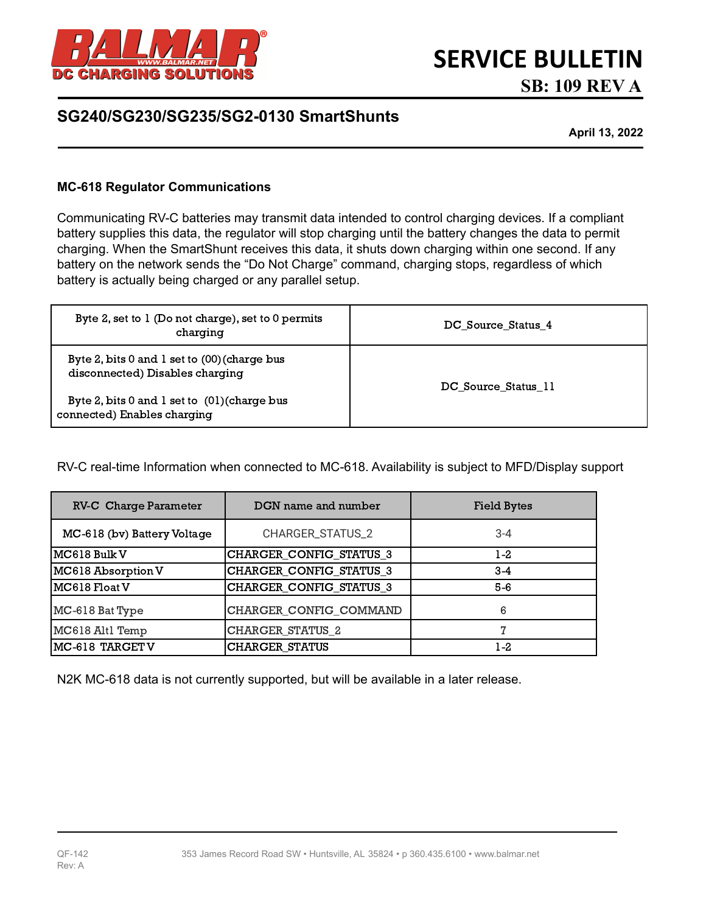# SERVICE BULLETIN

## SB: 109 REV A

## SG240/SG230/SG235/SG2-0130 SmartShunts

**April 13, 2022**

**MC-618 Regulator Communications**

Communicating RV-C batteries may transmit data intended to control charging devices. If a compliant battery supplies this data, the regulator will stop charging until the battery changes the data to permit charging. When the SmartShunt receives this data, it shuts down charging within one second. If any battery on the network sends the "Do Not Charge" command, charging stops, regardless of which battery is actually being charged or any parallel setup.

| | |
|---|---|
| Byte 2, set to 1 (Do not charge), set to 0 permits charging | DC_Source_Status_4 |
| Byte 2, bits 0 and 1 set to (00)(charge bus disconnected) Disables charging<br><br>Byte 2, bits 0 and 1 set to (01)(charge bus connected) Enables charging | DC_Source_Status_11 |

RV-C real-time Information when connected to MC-618. Availability is subject to MFD/Display support

| RV-C Charge Parameter | DGN name and number | Field Bytes |
|---|---|---|
| MC-618 (bv) Battery Voltage | CHARGER_STATUS_2 | 3-4 |
| MC618 Bulk V | CHARGER_CONFIG_STATUS_3 | 1-2 |
| MC618 Absorption V | CHARGER_CONFIG_STATUS_3 | 3-4 |
| MC618 Float V | CHARGER_CONFIG_STATUS_3 | 5-6 |
| MC-618 Bat Type | CHARGER_CONFIG_COMMAND | 6 |
| MC618 Alt1 Temp | CHARGER_STATUS_2 | 7 |
| MC-618 TARGET V | CHARGER_STATUS | 1-2 |

N2K MC-618 data is not currently supported, but will be available in a later release.

QF-142
Rev: A

353 James Record Road SW • Huntsville, AL 35824 • p 360.435.6100 • www.balmar.net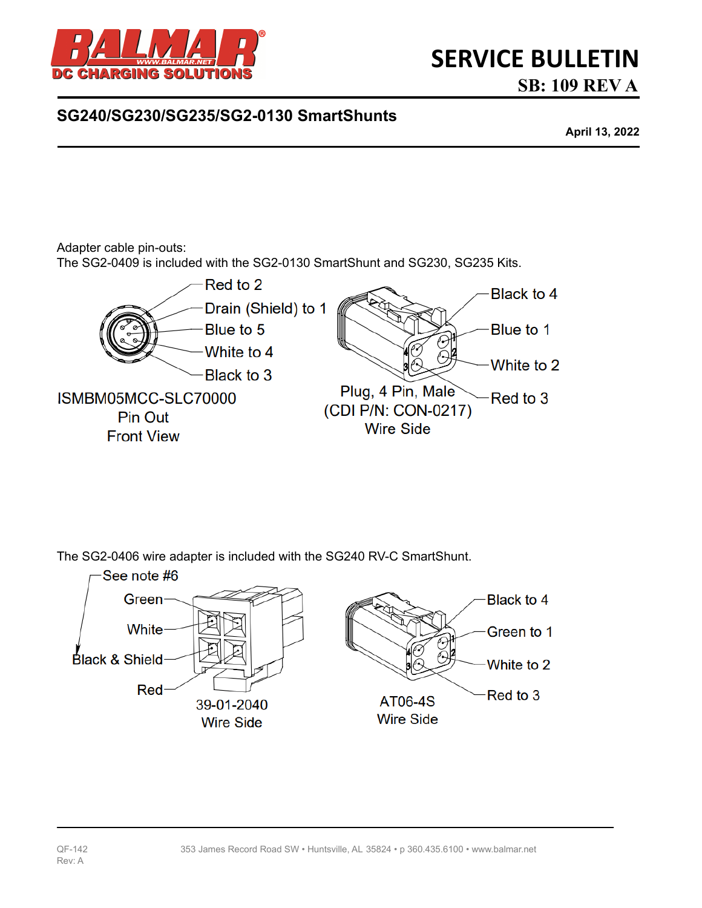Adapter cable pin-outs:

The SG2-0409 is included with the SG2-0130 SmartShunt and SG230, SG235 Kits.

Red to 2
Drain (Shield) to 1
Blue to 5
White to 4
Black to 3

ISMBM05MCC-SLC70000
Pin Out
Front View

Black to 4
Blue to 1
White to 2
Red to 3

Plug, 4 Pin, Male
(CDI P/N: CON-0217)
Wire Side

The SG2-0406 wire adapter is included with the SG240 RV-C SmartShunt.

See note #6
Green
White
Black & Shield
Red

39-01-2040
Wire Side

Black to 4
Green to 1
White to 2
Red to 3

AT06-4S
Wire Side